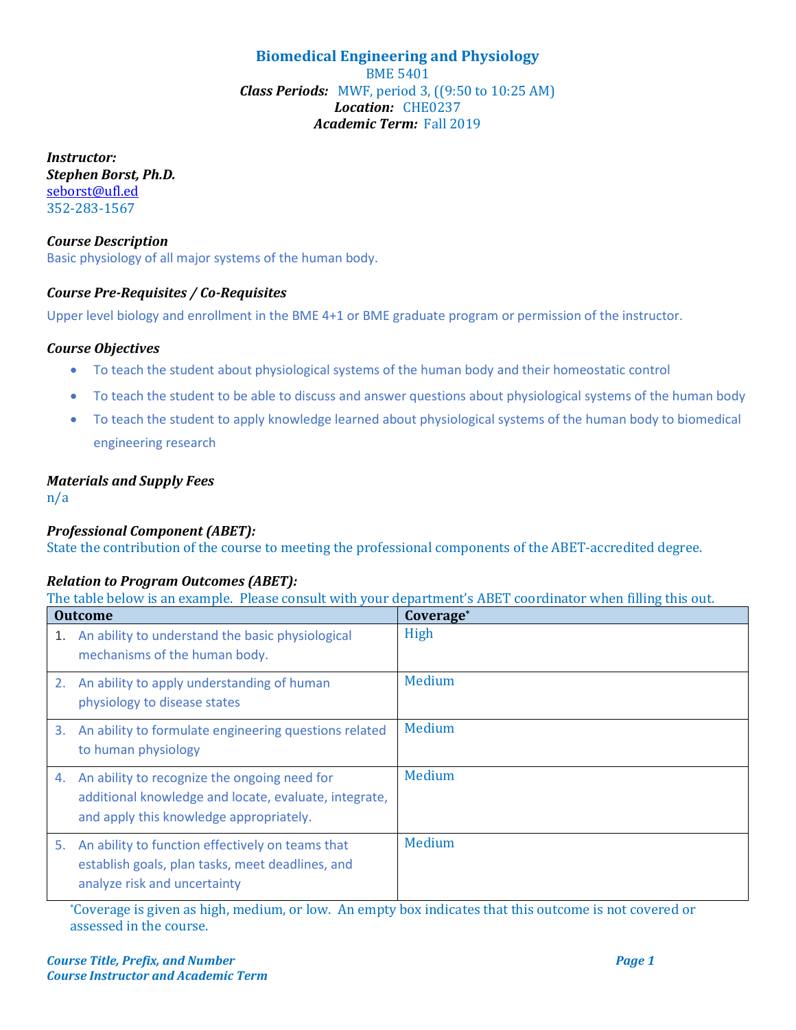# Biomedical Engineering and Physiology

BME 5401

***Class Periods:*** MWF, period 3, ((9:50 to 10:25 AM)

***Location:*** CHE0237

***Academic Term:*** Fall 2019

***Instructor:***

***Stephen Borst, Ph.D.***

seborst@ufl.ed

352-283-1567

### *Course Description*

Basic physiology of all major systems of the human body.

### *Course Pre-Requisites / Co-Requisites*

Upper level biology and enrollment in the BME 4+1 or BME graduate program or permission of the instructor.

### *Course Objectives*

- To teach the student about physiological systems of the human body and their homeostatic control
- To teach the student to be able to discuss and answer questions about physiological systems of the human body
- To teach the student to apply knowledge learned about physiological systems of the human body to biomedical engineering research

### *Materials and Supply Fees*

n/a

### *Professional Component (ABET):*

State the contribution of the course to meeting the professional components of the ABET-accredited degree.

### *Relation to Program Outcomes (ABET):*

The table below is an example. Please consult with your department's ABET coordinator when filling this out.

| Outcome | Coverage* |
|---|---|
| 1. An ability to understand the basic physiological mechanisms of the human body. | High |
| 2. An ability to apply understanding of human physiology to disease states | Medium |
| 3. An ability to formulate engineering questions related to human physiology | Medium |
| 4. An ability to recognize the ongoing need for additional knowledge and locate, evaluate, integrate, and apply this knowledge appropriately. | Medium |
| 5. An ability to function effectively on teams that establish goals, plan tasks, meet deadlines, and analyze risk and uncertainty | Medium |

*Coverage is given as high, medium, or low. An empty box indicates that this outcome is not covered or assessed in the course.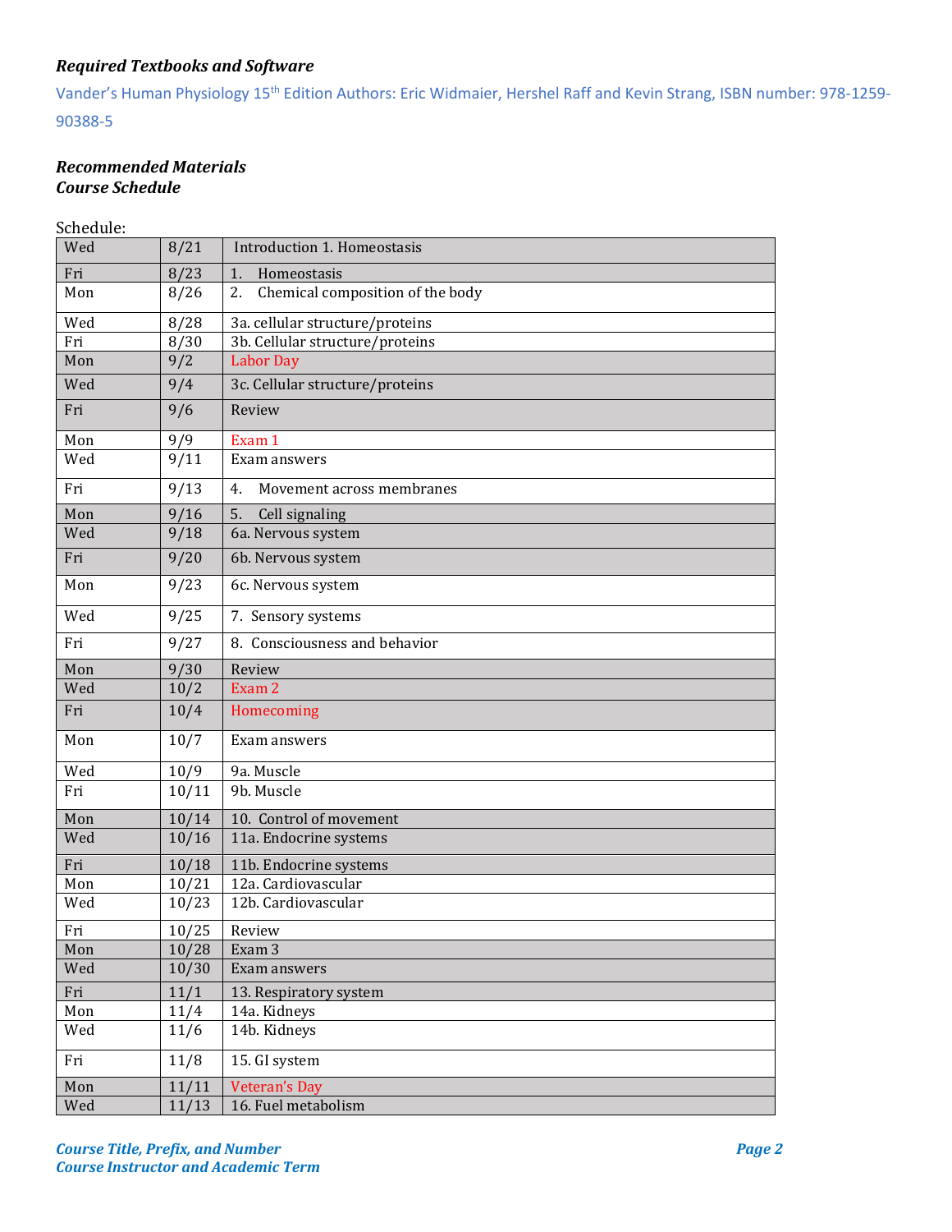### ***Required Textbooks and Software***

Vander's Human Physiology 15th Edition Authors: Eric Widmaier, Hershel Raff and Kevin Strang, ISBN number: 978-1259-90388-5

### ***Recommended Materials***
### ***Course Schedule***

Schedule:

| Wed | 8/21 | Introduction 1. Homeostasis |
|---|---|---|
| Fri | 8/23 | 1. Homeostasis |
| Mon | 8/26 | 2. Chemical composition of the body |
| Wed | 8/28 | 3a. cellular structure/proteins |
| Fri | 8/30 | 3b. Cellular structure/proteins |
| Mon | 9/2 | Labor Day |
| Wed | 9/4 | 3c. Cellular structure/proteins |
| Fri | 9/6 | Review |
| Mon | 9/9 | Exam 1 |
| Wed | 9/11 | Exam answers |
| Fri | 9/13 | 4. Movement across membranes |
| Mon | 9/16 | 5. Cell signaling |
| Wed | 9/18 | 6a. Nervous system |
| Fri | 9/20 | 6b. Nervous system |
| Mon | 9/23 | 6c. Nervous system |
| Wed | 9/25 | 7. Sensory systems |
| Fri | 9/27 | 8. Consciousness and behavior |
| Mon | 9/30 | Review |
| Wed | 10/2 | Exam 2 |
| Fri | 10/4 | Homecoming |
| Mon | 10/7 | Exam answers |
| Wed | 10/9 | 9a. Muscle |
| Fri | 10/11 | 9b. Muscle |
| Mon | 10/14 | 10. Control of movement |
| Wed | 10/16 | 11a. Endocrine systems |
| Fri | 10/18 | 11b. Endocrine systems |
| Mon | 10/21 | 12a. Cardiovascular |
| Wed | 10/23 | 12b. Cardiovascular |
| Fri | 10/25 | Review |
| Mon | 10/28 | Exam 3 |
| Wed | 10/30 | Exam answers |
| Fri | 11/1 | 13. Respiratory system |
| Mon | 11/4 | 14a. Kidneys |
| Wed | 11/6 | 14b. Kidneys |
| Fri | 11/8 | 15. GI system |
| Mon | 11/11 | Veteran's Day |
| Wed | 11/13 | 16. Fuel metabolism |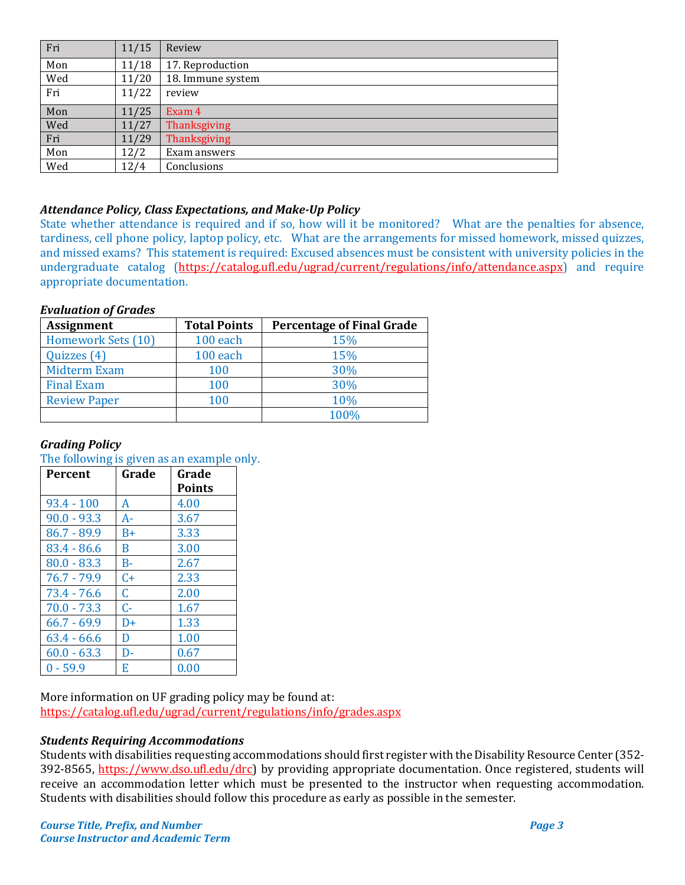| Fri | 11/15 | Review |
|---|---|---|
| Mon | 11/18 | 17. Reproduction |
| Wed | 11/20 | 18. Immune system |
| Fri | 11/22 | review |
| Mon | 11/25 | Exam 4 |
| Wed | 11/27 | Thanksgiving |
| Fri | 11/29 | Thanksgiving |
| Mon | 12/2 | Exam answers |
| Wed | 12/4 | Conclusions |

***Attendance Policy, Class Expectations, and Make-Up Policy***

State whether attendance is required and if so, how will it be monitored? What are the penalties for absence, tardiness, cell phone policy, laptop policy, etc. What are the arrangements for missed homework, missed quizzes, and missed exams? This statement is required: Excused absences must be consistent with university policies in the undergraduate catalog (https://catalog.ufl.edu/ugrad/current/regulations/info/attendance.aspx) and require appropriate documentation.

***Evaluation of Grades***

| Assignment | Total Points | Percentage of Final Grade |
|---|---|---|
| Homework Sets (10) | 100 each | 15% |
| Quizzes (4) | 100 each | 15% |
| Midterm Exam | 100 | 30% |
| Final Exam | 100 | 30% |
| Review Paper | 100 | 10% |
| | | 100% |

***Grading Policy***

The following is given as an example only.

| Percent | Grade | Grade Points |
|---|---|---|
| 93.4 - 100 | A | 4.00 |
| 90.0 - 93.3 | A- | 3.67 |
| 86.7 - 89.9 | B+ | 3.33 |
| 83.4 - 86.6 | B | 3.00 |
| 80.0 - 83.3 | B- | 2.67 |
| 76.7 - 79.9 | C+ | 2.33 |
| 73.4 - 76.6 | C | 2.00 |
| 70.0 - 73.3 | C- | 1.67 |
| 66.7 - 69.9 | D+ | 1.33 |
| 63.4 - 66.6 | D | 1.00 |
| 60.0 - 63.3 | D- | 0.67 |
| 0 - 59.9 | E | 0.00 |

More information on UF grading policy may be found at:
https://catalog.ufl.edu/ugrad/current/regulations/info/grades.aspx

***Students Requiring Accommodations***

Students with disabilities requesting accommodations should first register with the Disability Resource Center (352-392-8565, https://www.dso.ufl.edu/drc) by providing appropriate documentation. Once registered, students will receive an accommodation letter which must be presented to the instructor when requesting accommodation. Students with disabilities should follow this procedure as early as possible in the semester.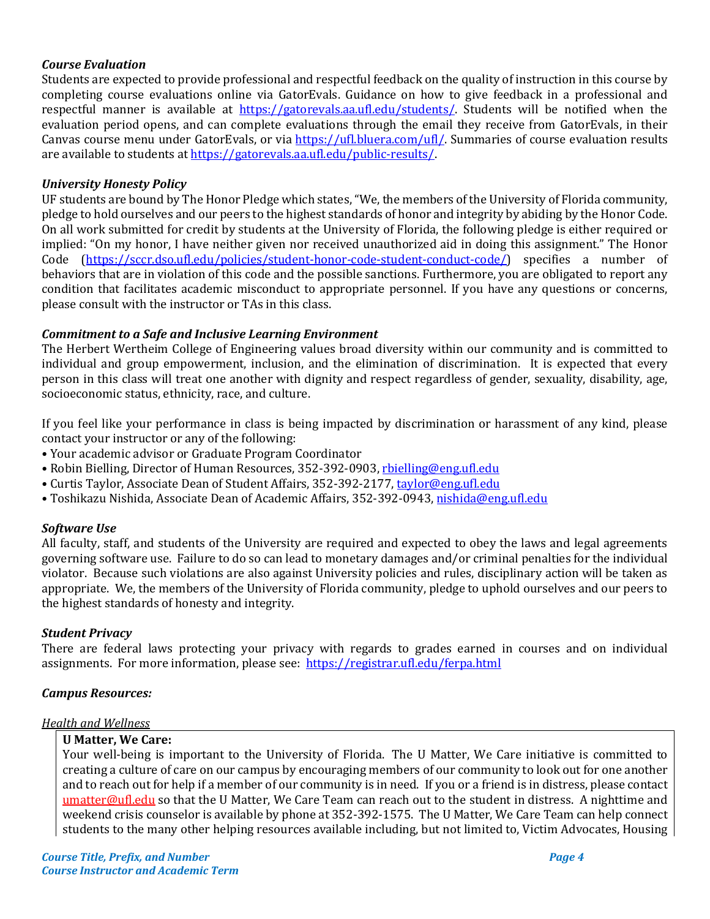***Course Evaluation***

Students are expected to provide professional and respectful feedback on the quality of instruction in this course by completing course evaluations online via GatorEvals. Guidance on how to give feedback in a professional and respectful manner is available at https://gatorevals.aa.ufl.edu/students/. Students will be notified when the evaluation period opens, and can complete evaluations through the email they receive from GatorEvals, in their Canvas course menu under GatorEvals, or via https://ufl.bluera.com/ufl/. Summaries of course evaluation results are available to students at https://gatorevals.aa.ufl.edu/public-results/.

***University Honesty Policy***

UF students are bound by The Honor Pledge which states, "We, the members of the University of Florida community, pledge to hold ourselves and our peers to the highest standards of honor and integrity by abiding by the Honor Code. On all work submitted for credit by students at the University of Florida, the following pledge is either required or implied: "On my honor, I have neither given nor received unauthorized aid in doing this assignment." The Honor Code (https://sccr.dso.ufl.edu/policies/student-honor-code-student-conduct-code/) specifies a number of behaviors that are in violation of this code and the possible sanctions. Furthermore, you are obligated to report any condition that facilitates academic misconduct to appropriate personnel. If you have any questions or concerns, please consult with the instructor or TAs in this class.

***Commitment to a Safe and Inclusive Learning Environment***

The Herbert Wertheim College of Engineering values broad diversity within our community and is committed to individual and group empowerment, inclusion, and the elimination of discrimination. It is expected that every person in this class will treat one another with dignity and respect regardless of gender, sexuality, disability, age, socioeconomic status, ethnicity, race, and culture.

If you feel like your performance in class is being impacted by discrimination or harassment of any kind, please contact your instructor or any of the following:

- Your academic advisor or Graduate Program Coordinator
- Robin Bielling, Director of Human Resources, 352-392-0903, rbielling@eng.ufl.edu
- Curtis Taylor, Associate Dean of Student Affairs, 352-392-2177, taylor@eng.ufl.edu
- Toshikazu Nishida, Associate Dean of Academic Affairs, 352-392-0943, nishida@eng.ufl.edu

***Software Use***

All faculty, staff, and students of the University are required and expected to obey the laws and legal agreements governing software use. Failure to do so can lead to monetary damages and/or criminal penalties for the individual violator. Because such violations are also against University policies and rules, disciplinary action will be taken as appropriate. We, the members of the University of Florida community, pledge to uphold ourselves and our peers to the highest standards of honesty and integrity.

***Student Privacy***

There are federal laws protecting your privacy with regards to grades earned in courses and on individual assignments. For more information, please see: https://registrar.ufl.edu/ferpa.html

***Campus Resources:***

*Health and Wellness*

**U Matter, We Care:**

Your well-being is important to the University of Florida. The U Matter, We Care initiative is committed to creating a culture of care on our campus by encouraging members of our community to look out for one another and to reach out for help if a member of our community is in need. If you or a friend is in distress, please contact umatter@ufl.edu so that the U Matter, We Care Team can reach out to the student in distress. A nighttime and weekend crisis counselor is available by phone at 352-392-1575. The U Matter, We Care Team can help connect students to the many other helping resources available including, but not limited to, Victim Advocates, Housing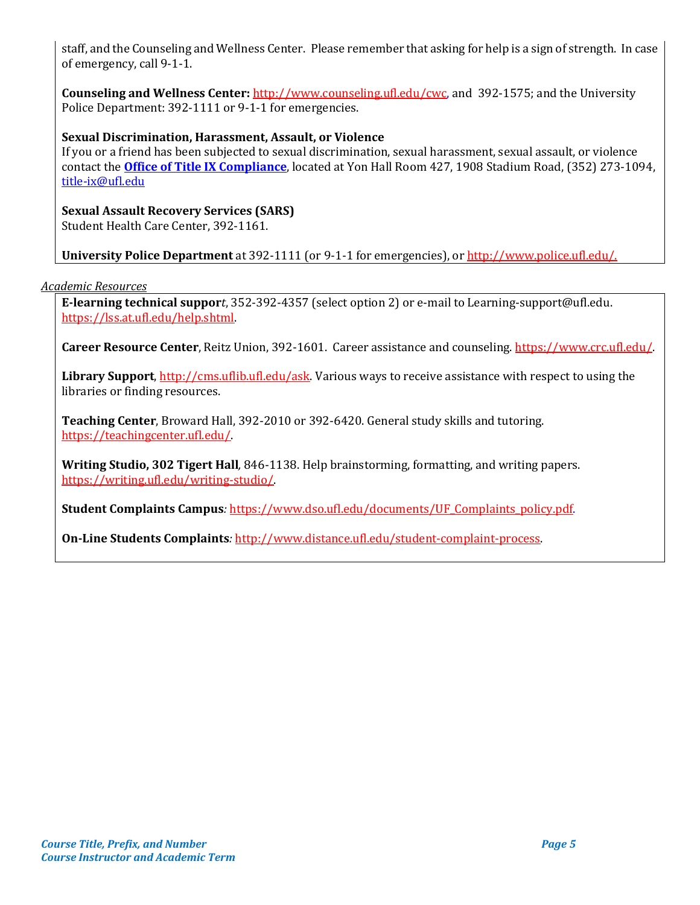staff, and the Counseling and Wellness Center. Please remember that asking for help is a sign of strength. In case of emergency, call 9-1-1.

**Counseling and Wellness Center:** http://www.counseling.ufl.edu/cwc, and 392-1575; and the University Police Department: 392-1111 or 9-1-1 for emergencies.

**Sexual Discrimination, Harassment, Assault, or Violence**
If you or a friend has been subjected to sexual discrimination, sexual harassment, sexual assault, or violence contact the **Office of Title IX Compliance**, located at Yon Hall Room 427, 1908 Stadium Road, (352) 273-1094, title-ix@ufl.edu

**Sexual Assault Recovery Services (SARS)**
Student Health Care Center, 392-1161.

**University Police Department** at 392-1111 (or 9-1-1 for emergencies), or http://www.police.ufl.edu/.

*Academic Resources*

**E-learning technical support**, 352-392-4357 (select option 2) or e-mail to Learning-support@ufl.edu. https://lss.at.ufl.edu/help.shtml.

**Career Resource Center**, Reitz Union, 392-1601. Career assistance and counseling. https://www.crc.ufl.edu/.

**Library Support**, http://cms.uflib.ufl.edu/ask. Various ways to receive assistance with respect to using the libraries or finding resources.

**Teaching Center**, Broward Hall, 392-2010 or 392-6420. General study skills and tutoring. https://teachingcenter.ufl.edu/.

**Writing Studio, 302 Tigert Hall**, 846-1138. Help brainstorming, formatting, and writing papers. https://writing.ufl.edu/writing-studio/.

**Student Complaints Campus**: https://www.dso.ufl.edu/documents/UF_Complaints_policy.pdf.

**On-Line Students Complaints**: http://www.distance.ufl.edu/student-complaint-process.